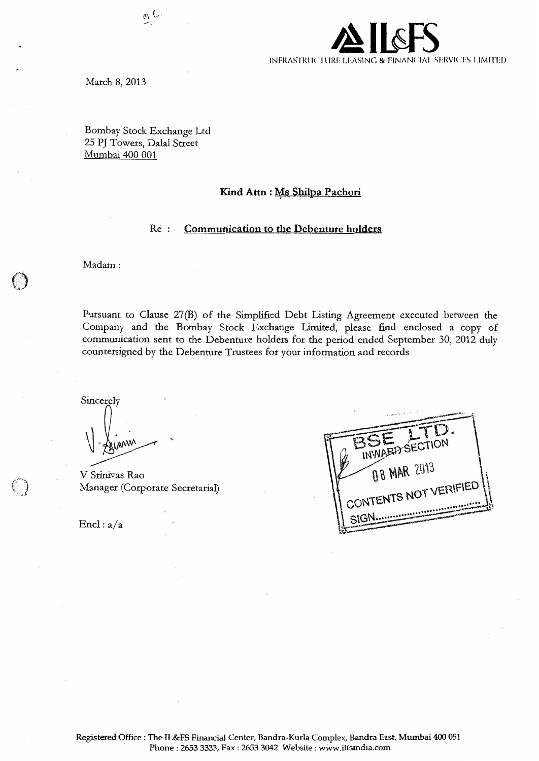**IL&FS**
INFRASTRUCTURE LEASING & FINANCIAL SERVICES LIMITED

March 8, 2013

Bombay Stock Exchange Ltd
25 PJ Towers, Dalal Street
Mumbai 400 001

**Kind Attn : Ms Shilpa Pachori**

Re : **Communication to the Debenture holders**

Madam :

Pursuant to Clause 27(B) of the Simplified Debt Listing Agreement executed between the Company and the Bombay Stock Exchange Limited, please find enclosed a copy of communication sent to the Debenture holders for the period ended September 30, 2012 duly countersigned by the Debenture Trustees for your information and records

Sincerely

V Srinivas Rao
Manager (Corporate Secretarial)

Encl : a/a

BSE LTD.
INWARD SECTION
08 MAR 2013
CONTENTS NOT VERIFIED
SIGN..................

Registered Office : The IL&FS Financial Center, Bandra-Kurla Complex, Bandra East, Mumbai 400 051
Phone : 2653 3333, Fax : 2653 3042 Website : www.ilfsindia.com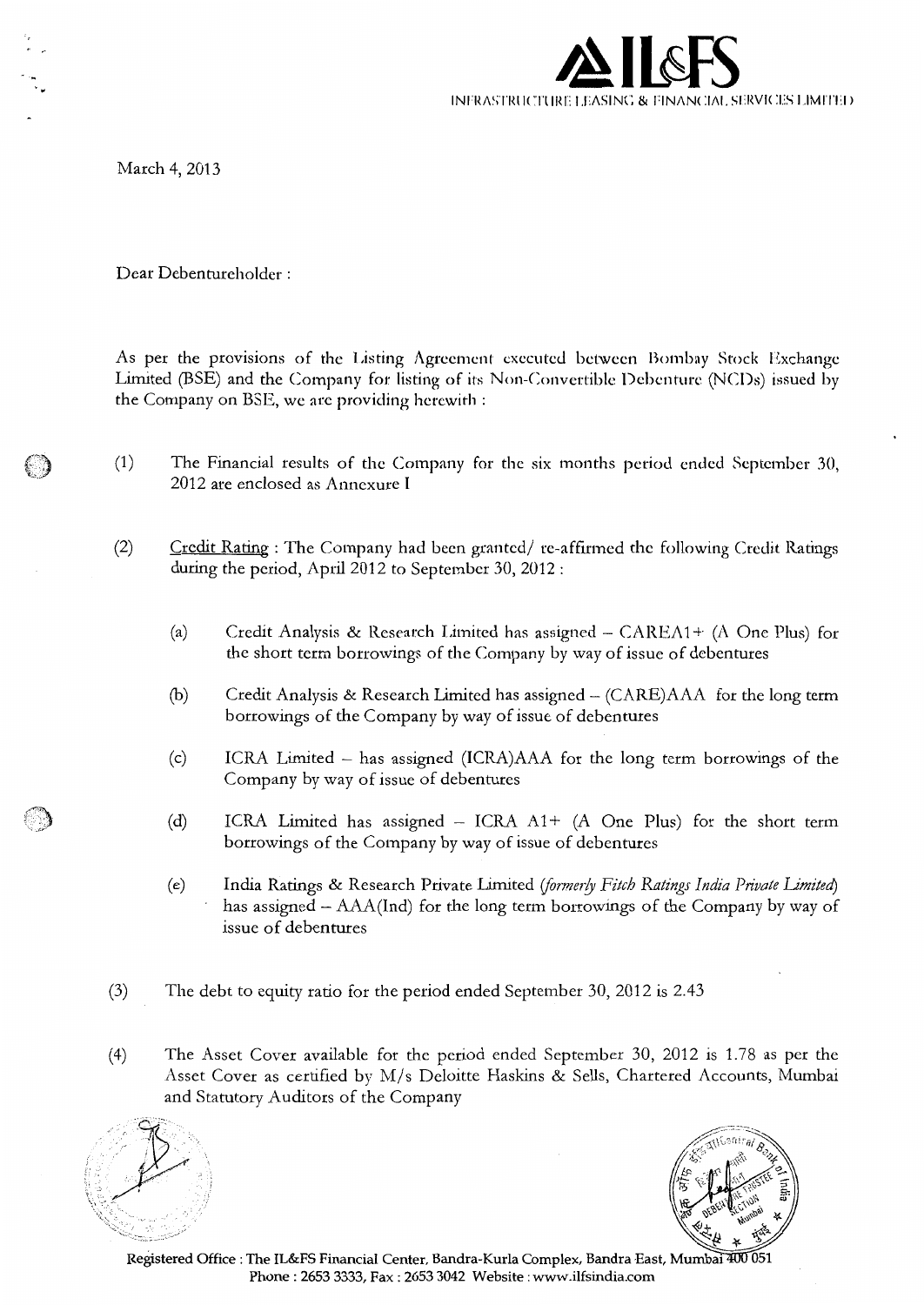**IL&FS**
INFRASTRUCTURE LEASING & FINANCIAL SERVICES LIMITED

March 4, 2013

Dear Debentureholder :

As per the provisions of the Listing Agreement executed between Bombay Stock Exchange Limited (BSE) and the Company for listing of its Non-Convertible Debenture (NCDs) issued by the Company on BSE, we are providing herewith :

(1) The Financial results of the Company for the six months period ended September 30, 2012 are enclosed as Annexure I

(2) Credit Rating : The Company had been granted/ re-affirmed the following Credit Ratings during the period, April 2012 to September 30, 2012 :

   (a) Credit Analysis & Research Limited has assigned – CAREA1+ (A One Plus) for the short term borrowings of the Company by way of issue of debentures

   (b) Credit Analysis & Research Limited has assigned – (CARE)AAA for the long term borrowings of the Company by way of issue of debentures

   (c) ICRA Limited – has assigned (ICRA)AAA for the long term borrowings of the Company by way of issue of debentures

   (d) ICRA Limited has assigned – ICRA A1+ (A One Plus) for the short term borrowings of the Company by way of issue of debentures

   (e) India Ratings & Research Private Limited *(formerly Fitch Ratings India Private Limited)* has assigned – AAA(Ind) for the long term borrowings of the Company by way of issue of debentures

(3) The debt to equity ratio for the period ended September 30, 2012 is 2.43

(4) The Asset Cover available for the period ended September 30, 2012 is 1.78 as per the Asset Cover as certified by M/s Deloitte Haskins & Sells, Chartered Accounts, Mumbai and Statutory Auditors of the Company

Registered Office : The IL&FS Financial Center, Bandra-Kurla Complex, Bandra East, Mumbai 400 051
Phone : 2653 3333, Fax : 2653 3042 Website : www.ilfsindia.com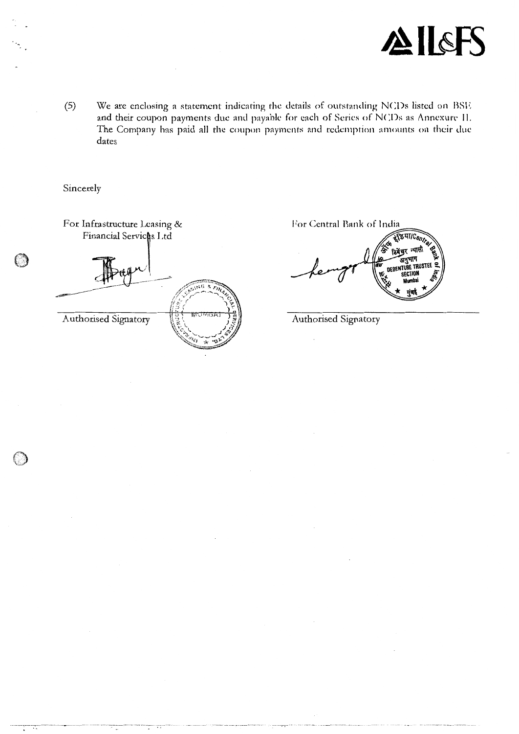(5) We are enclosing a statement indicating the details of outstanding NCDs listed on BSE and their coupon payments due and payable for each of Series of NCDs as Annexure II. The Company has paid all the coupon payments and redemption amounts on their due dates

Sincerely

| For Infrastructure Leasing & Financial Services Ltd | For Central Bank of India |
| --- | --- |
| Authorised Signatory | Authorised Signatory |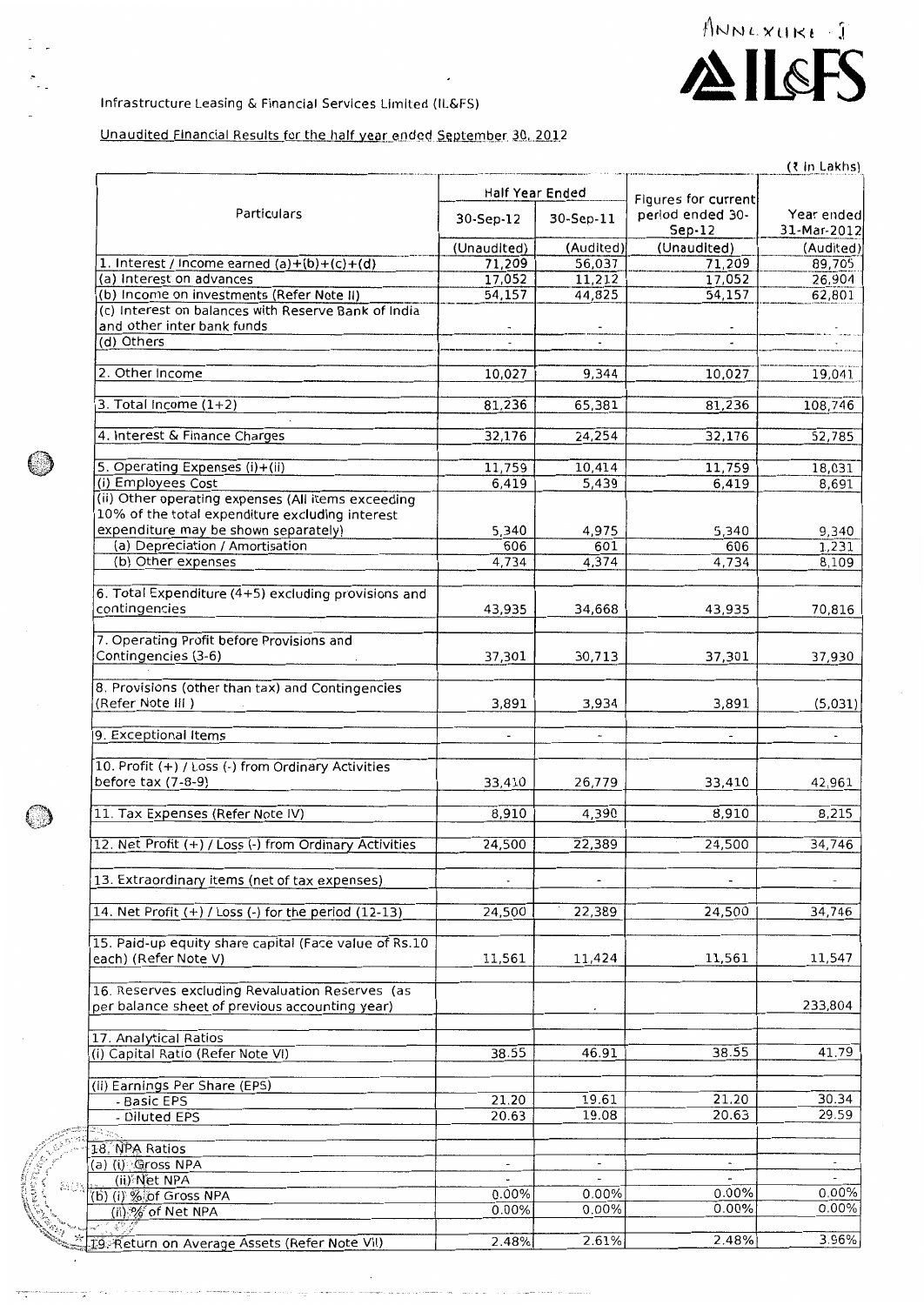ANNEXURE - I

IL&FS

Infrastructure Leasing & Financial Services Limited (IL&FS)

Unaudited Financial Results for the half year ended September 30, 2012

(₹ in Lakhs)

| Particulars | Half Year Ended | | Figures for current period ended 30-Sep-12 | Year ended 31-Mar-2012 |
|---|---|---|---|---|
| | 30-Sep-12 | 30-Sep-11 | | |
| | (Unaudited) | (Audited) | (Unaudited) | (Audited) |
| 1. Interest / Income earned (a)+(b)+(c)+(d) | 71,209 | 56,037 | 71,209 | 89,705 |
| (a) Interest on advances | 17,052 | 11,212 | 17,052 | 26,904 |
| (b) Income on investments (Refer Note II) | 54,157 | 44,825 | 54,157 | 62,801 |
| (c) Interest on balances with Reserve Bank of India and other inter bank funds | - | - | - | - |
| (d) Others | - | - | - | - |
| 2. Other Income | 10,027 | 9,344 | 10,027 | 19,041 |
| 3. Total Income (1+2) | 81,236 | 65,381 | 81,236 | 108,746 |
| 4. Interest & Finance Charges | 32,176 | 24,254 | 32,176 | 52,785 |
| 5. Operating Expenses (i)+(ii) | 11,759 | 10,414 | 11,759 | 18,031 |
| (i) Employees Cost | 6,419 | 5,439 | 6,419 | 8,691 |
| (ii) Other operating expenses (All items exceeding 10% of the total expenditure excluding interest expenditure may be shown separately) | 5,340 | 4,975 | 5,340 | 9,340 |
| (a) Depreciation / Amortisation | 606 | 601 | 606 | 1,231 |
| (b) Other expenses | 4,734 | 4,374 | 4,734 | 8,109 |
| 6. Total Expenditure (4+5) excluding provisions and contingencies | 43,935 | 34,668 | 43,935 | 70,816 |
| 7. Operating Profit before Provisions and Contingencies (3-6) | 37,301 | 30,713 | 37,301 | 37,930 |
| 8. Provisions (other than tax) and Contingencies (Refer Note III ) | 3,891 | 3,934 | 3,891 | (5,031) |
| 9. Exceptional Items | - | - | - | - |
| 10. Profit (+) / Loss (-) from Ordinary Activities before tax (7-8-9) | 33,410 | 26,779 | 33,410 | 42,961 |
| 11. Tax Expenses (Refer Note IV) | 8,910 | 4,390 | 8,910 | 8,215 |
| 12. Net Profit (+) / Loss (-) from Ordinary Activities | 24,500 | 22,389 | 24,500 | 34,746 |
| 13. Extraordinary items (net of tax expenses) | - | - | - | - |
| 14. Net Profit (+) / Loss (-) for the period (12-13) | 24,500 | 22,389 | 24,500 | 34,746 |
| 15. Paid-up equity share capital (Face value of Rs.10 each) (Refer Note V) | 11,561 | 11,424 | 11,561 | 11,547 |
| 16. Reserves excluding Revaluation Reserves (as per balance sheet of previous accounting year) | | | | 233,804 |
| 17. Analytical Ratios | | | | |
| (i) Capital Ratio (Refer Note VI) | 38.55 | 46.91 | 38.55 | 41.79 |
| (ii) Earnings Per Share (EPS) | | | | |
| - Basic EPS | 21.20 | 19.61 | 21.20 | 30.34 |
| - Diluted EPS | 20.63 | 19.08 | 20.63 | 29.59 |
| 18. NPA Ratios | | | | |
| (a) (i) Gross NPA | - | - | - | - |
| (ii) Net NPA | - | - | - | - |
| (b) (i) % of Gross NPA | 0.00% | 0.00% | 0.00% | 0.00% |
| (ii) % of Net NPA | 0.00% | 0.00% | 0.00% | 0.00% |
| 19. Return on Average Assets (Refer Note VII) | 2.48% | 2.61% | 2.48% | 3.96% |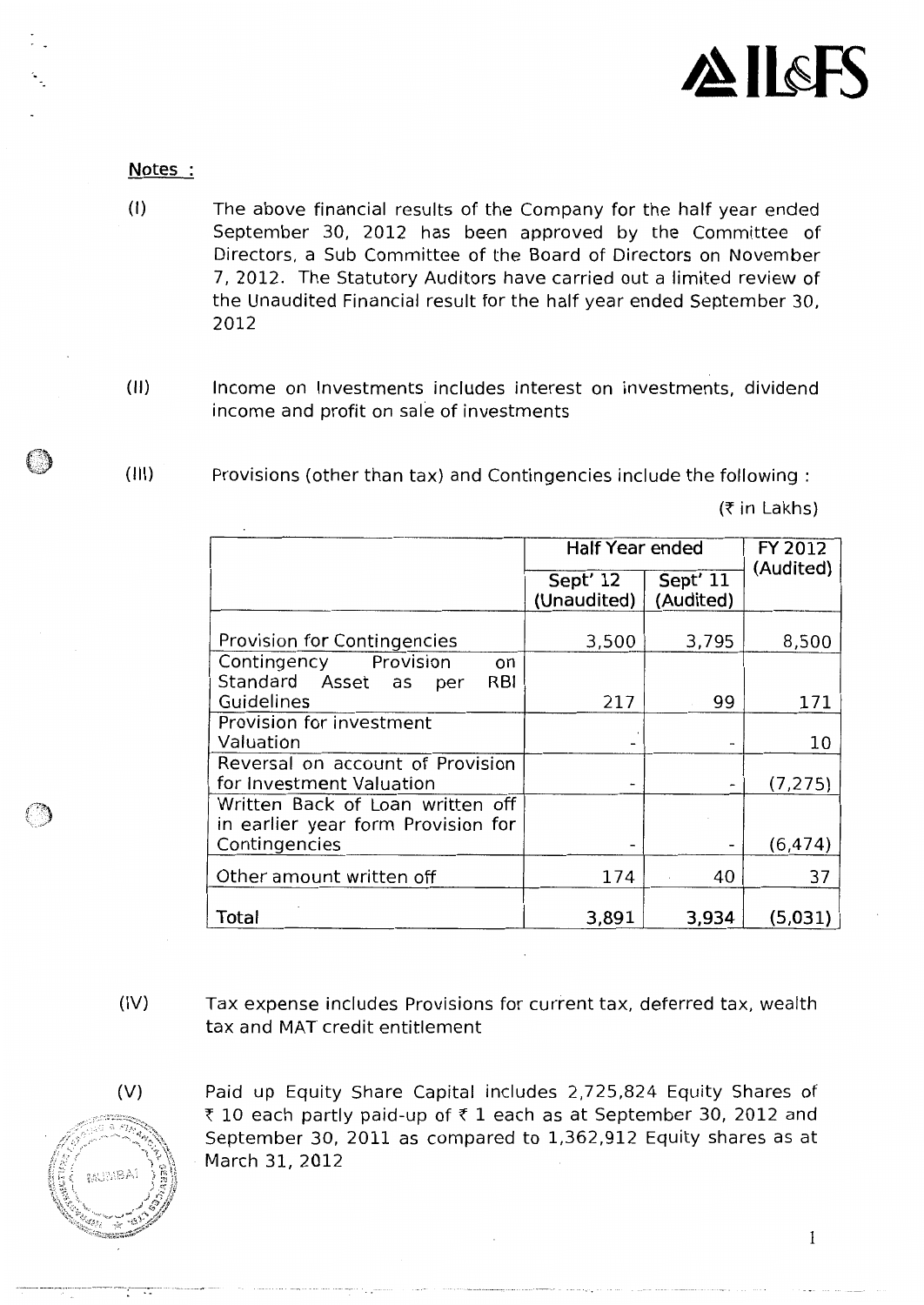**Notes :**

(I) The above financial results of the Company for the half year ended September 30, 2012 has been approved by the Committee of Directors, a Sub Committee of the Board of Directors on November 7, 2012. The Statutory Auditors have carried out a limited review of the Unaudited Financial result for the half year ended September 30, 2012

(II) Income on Investments includes interest on investments, dividend income and profit on sale of investments

(III) Provisions (other than tax) and Contingencies include the following :

(₹ in Lakhs)

| | Half Year ended | | FY 2012 (Audited) |
|---|---|---|---|
| | Sept' 12 (Unaudited) | Sept' 11 (Audited) | |
| Provision for Contingencies | 3,500 | 3,795 | 8,500 |
| Contingency Provision on Standard Asset as per RBI Guidelines | 217 | 99 | 171 |
| Provision for investment Valuation | - | - | 10 |
| Reversal on account of Provision for Investment Valuation | - | - | (7,275) |
| Written Back of Loan written off in earlier year form Provision for Contingencies | - | - | (6,474) |
| Other amount written off | 174 | 40 | 37 |
| Total | 3,891 | 3,934 | (5,031) |

(IV) Tax expense includes Provisions for current tax, deferred tax, wealth tax and MAT credit entitlement

(V) Paid up Equity Share Capital includes 2,725,824 Equity Shares of ₹ 10 each partly paid-up of ₹ 1 each as at September 30, 2012 and September 30, 2011 as compared to 1,362,912 Equity shares as at March 31, 2012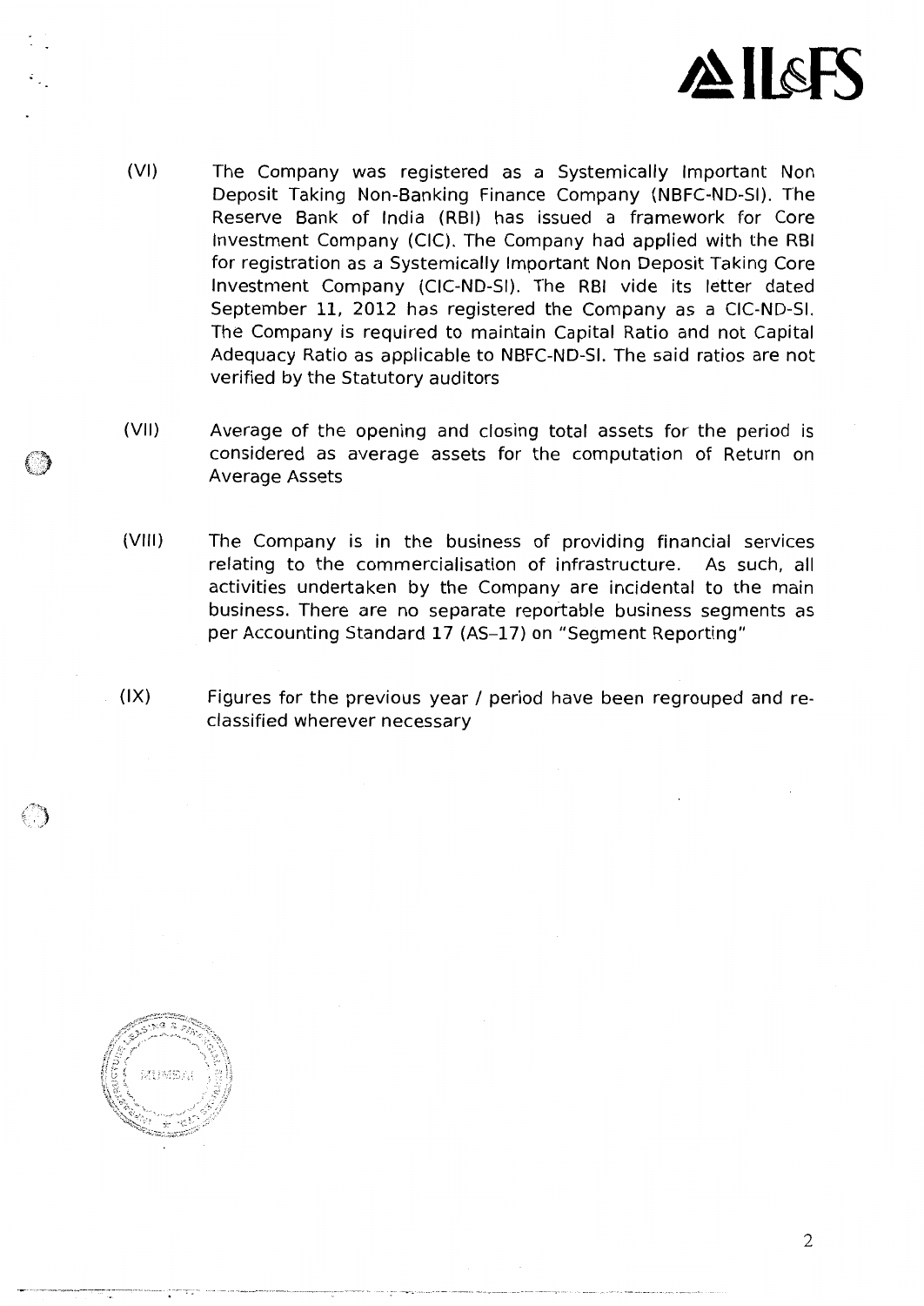(VI) The Company was registered as a Systemically Important Non Deposit Taking Non-Banking Finance Company (NBFC-ND-SI). The Reserve Bank of India (RBI) has issued a framework for Core Investment Company (CIC). The Company had applied with the RBI for registration as a Systemically Important Non Deposit Taking Core Investment Company (CIC-ND-SI). The RBI vide its letter dated September 11, 2012 has registered the Company as a CIC-ND-SI. The Company is required to maintain Capital Ratio and not Capital Adequacy Ratio as applicable to NBFC-ND-SI. The said ratios are not verified by the Statutory auditors

(VII) Average of the opening and closing total assets for the period is considered as average assets for the computation of Return on Average Assets

(VIII) The Company is in the business of providing financial services relating to the commercialisation of infrastructure. As such, all activities undertaken by the Company are incidental to the main business. There are no separate reportable business segments as per Accounting Standard 17 (AS-17) on "Segment Reporting"

(IX) Figures for the previous year / period have been regrouped and re-classified wherever necessary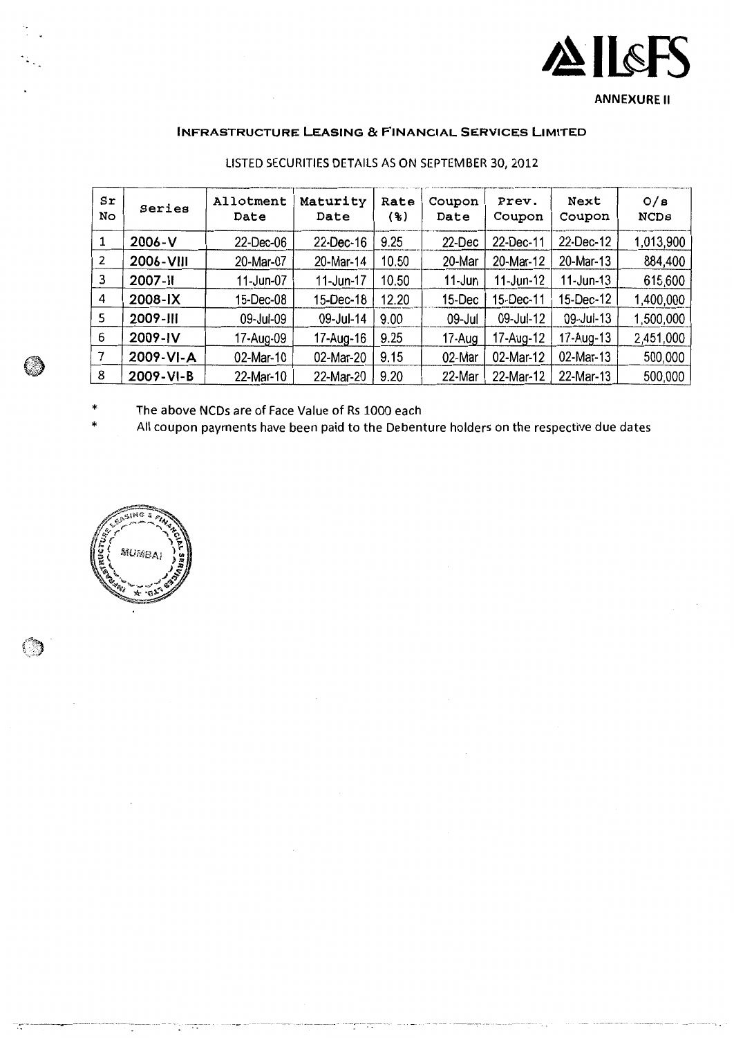ILFS

**ANNEXURE II**

## INFRASTRUCTURE LEASING & FINANCIAL SERVICES LIMITED

LISTED SECURITIES DETAILS AS ON SEPTEMBER 30, 2012

| Sr No | Series | Allotment Date | Maturity Date | Rate (%) | Coupon Date | Prev. Coupon | Next Coupon | O/s NCDs |
|---|---|---|---|---|---|---|---|---|
| 1 | 2006-V | 22-Dec-06 | 22-Dec-16 | 9.25 | 22-Dec | 22-Dec-11 | 22-Dec-12 | 1,013,900 |
| 2 | 2006-VIII | 20-Mar-07 | 20-Mar-14 | 10.50 | 20-Mar | 20-Mar-12 | 20-Mar-13 | 884,400 |
| 3 | 2007-II | 11-Jun-07 | 11-Jun-17 | 10.50 | 11-Jun | 11-Jun-12 | 11-Jun-13 | 615,600 |
| 4 | 2008-IX | 15-Dec-08 | 15-Dec-18 | 12.20 | 15-Dec | 15-Dec-11 | 15-Dec-12 | 1,400,000 |
| 5 | 2009-III | 09-Jul-09 | 09-Jul-14 | 9.00 | 09-Jul | 09-Jul-12 | 09-Jul-13 | 1,500,000 |
| 6 | 2009-IV | 17-Aug-09 | 17-Aug-16 | 9.25 | 17-Aug | 17-Aug-12 | 17-Aug-13 | 2,451,000 |
| 7 | 2009-VI-A | 02-Mar-10 | 02-Mar-20 | 9.15 | 02-Mar | 02-Mar-12 | 02-Mar-13 | 500,000 |
| 8 | 2009-VI-B | 22-Mar-10 | 22-Mar-20 | 9.20 | 22-Mar | 22-Mar-12 | 22-Mar-13 | 500,000 |

* The above NCDs are of Face Value of Rs 1000 each
* All coupon payments have been paid to the Debenture holders on the respective due dates